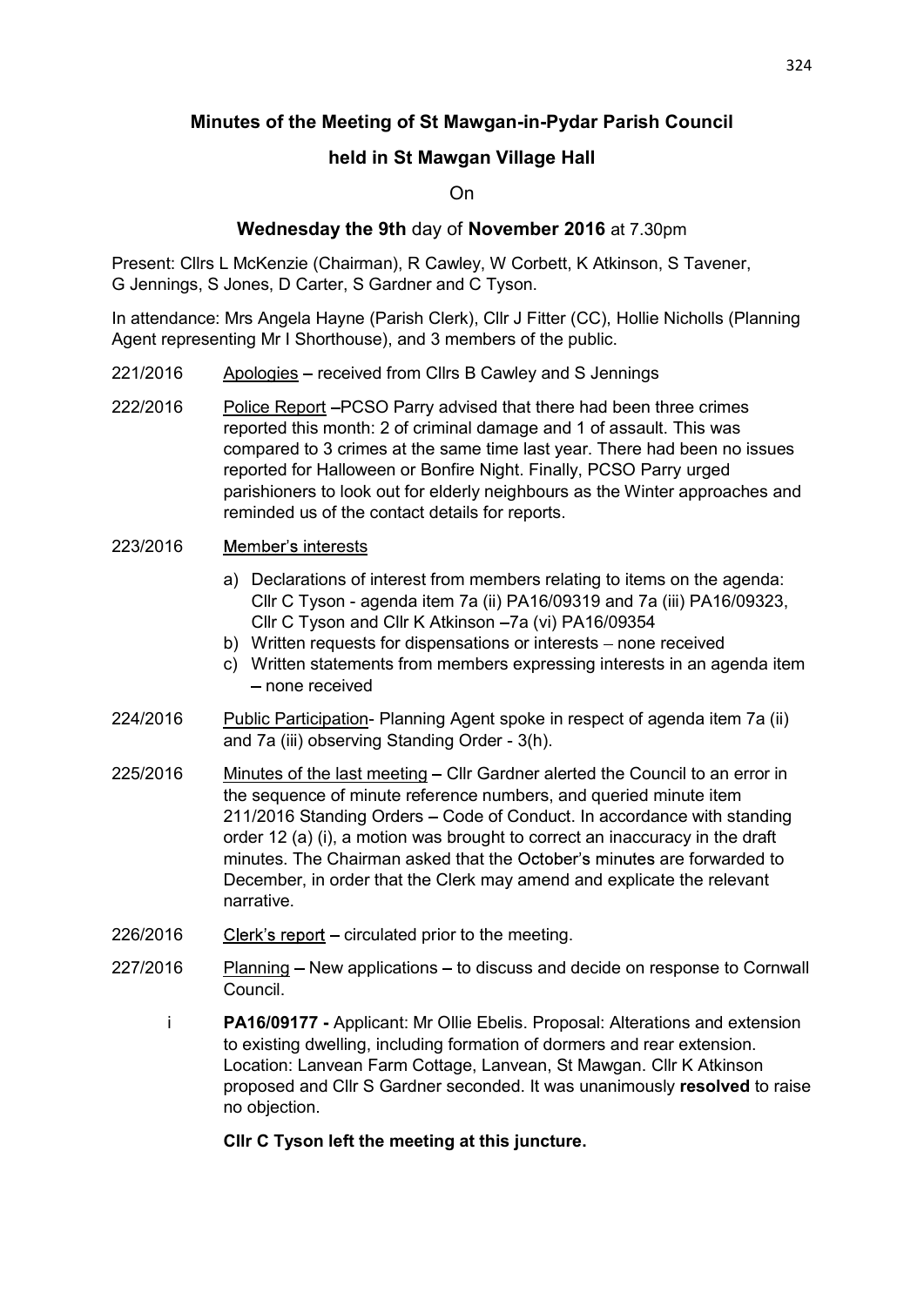## Minutes of the Meeting of St Mawgan-in-Pydar Parish Council

### held in St Mawgan Village Hall

On

**Wednesday the 9th** day of **November 2016** at 7.30pm

Present: Cllrs L McKenzie (Chairman), R Cawley, W Corbett, K Atkinson, S Tavener, G Jennings, S Jones, D Carter, S Gardner and C Tyson.

In attendance: Mrs Angela Hayne (Parish Clerk), Cllr J Fitter (CC), Hollie Nicholls (Planning Agent representing Mr I Shorthouse), and 3 members of the public.

221/2016 Apologies – received from Cllrs B Cawley and S Jennings

222/2016 Police Report –PCSO Parry advised that there had been three crimes reported this month: 2 of criminal damage and 1 of assault. This was compared to 3 crimes at the same time last year. There had been no issues reported for Halloween or Bonfire Night. Finally, PCSO Parry urged parishioners to look out for elderly neighbours as the Winter approaches and reminded us of the contact details for reports.

223/2016 Member's interests

a) Declarations of interest from members relating to items on the agenda: Cllr C Tyson - agenda item 7a (ii) PA16/09319 and 7a (iii) PA16/09323, Cllr C Tyson and Cllr K Atkinson –7a (vi) PA16/09354
b) Written requests for dispensations or interests – none received
c) Written statements from members expressing interests in an agenda item – none received

224/2016 Public Participation- Planning Agent spoke in respect of agenda item 7a (ii) and 7a (iii) observing Standing Order - 3(h).

225/2016 Minutes of the last meeting – Cllr Gardner alerted the Council to an error in the sequence of minute reference numbers, and queried minute item 211/2016 Standing Orders – Code of Conduct. In accordance with standing order 12 (a) (i), a motion was brought to correct an inaccuracy in the draft minutes. The Chairman asked that the October's minutes are forwarded to December, in order that the Clerk may amend and explicate the relevant narrative.

226/2016 Clerk's report – circulated prior to the meeting.

227/2016 Planning – New applications – to discuss and decide on response to Cornwall Council.

i **PA16/09177 -** Applicant: Mr Ollie Ebelis. Proposal: Alterations and extension to existing dwelling, including formation of dormers and rear extension. Location: Lanvean Farm Cottage, Lanvean, St Mawgan. Cllr K Atkinson proposed and Cllr S Gardner seconded. It was unanimously **resolved** to raise no objection.

**Cllr C Tyson left the meeting at this juncture.**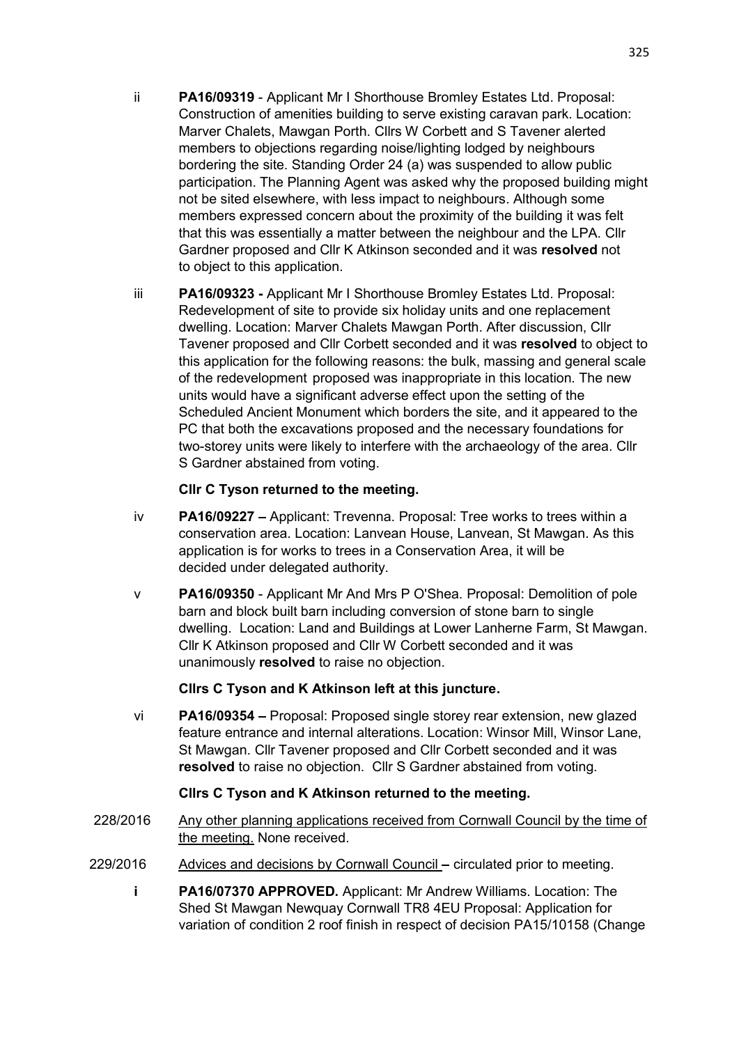ii **PA16/09319** - Applicant Mr I Shorthouse Bromley Estates Ltd. Proposal: Construction of amenities building to serve existing caravan park. Location: Marver Chalets, Mawgan Porth. Cllrs W Corbett and S Tavener alerted members to objections regarding noise/lighting lodged by neighbours bordering the site. Standing Order 24 (a) was suspended to allow public participation. The Planning Agent was asked why the proposed building might not be sited elsewhere, with less impact to neighbours. Although some members expressed concern about the proximity of the building it was felt that this was essentially a matter between the neighbour and the LPA. Cllr Gardner proposed and Cllr K Atkinson seconded and it was **resolved** not to object to this application.

iii **PA16/09323 -** Applicant Mr I Shorthouse Bromley Estates Ltd. Proposal: Redevelopment of site to provide six holiday units and one replacement dwelling. Location: Marver Chalets Mawgan Porth. After discussion, Cllr Tavener proposed and Cllr Corbett seconded and it was **resolved** to object to this application for the following reasons: the bulk, massing and general scale of the redevelopment proposed was inappropriate in this location. The new units would have a significant adverse effect upon the setting of the Scheduled Ancient Monument which borders the site, and it appeared to the PC that both the excavations proposed and the necessary foundations for two-storey units were likely to interfere with the archaeology of the area. Cllr S Gardner abstained from voting.

**Cllr C Tyson returned to the meeting.**

iv **PA16/09227 –** Applicant: Trevenna. Proposal: Tree works to trees within a conservation area. Location: Lanvean House, Lanvean, St Mawgan. As this application is for works to trees in a Conservation Area, it will be decided under delegated authority.

v **PA16/09350** - Applicant Mr And Mrs P O'Shea. Proposal: Demolition of pole barn and block built barn including conversion of stone barn to single dwelling. Location: Land and Buildings at Lower Lanherne Farm, St Mawgan. Cllr K Atkinson proposed and Cllr W Corbett seconded and it was unanimously **resolved** to raise no objection.

**Cllrs C Tyson and K Atkinson left at this juncture.**

vi **PA16/09354 –** Proposal: Proposed single storey rear extension, new glazed feature entrance and internal alterations. Location: Winsor Mill, Winsor Lane, St Mawgan. Cllr Tavener proposed and Cllr Corbett seconded and it was **resolved** to raise no objection. Cllr S Gardner abstained from voting.

**Cllrs C Tyson and K Atkinson returned to the meeting.**

228/2016 Any other planning applications received from Cornwall Council by the time of the meeting. None received.

229/2016 Advices and decisions by Cornwall Council – circulated prior to meeting.

**i** **PA16/07370 APPROVED.** Applicant: Mr Andrew Williams. Location: The Shed St Mawgan Newquay Cornwall TR8 4EU Proposal: Application for variation of condition 2 roof finish in respect of decision PA15/10158 (Change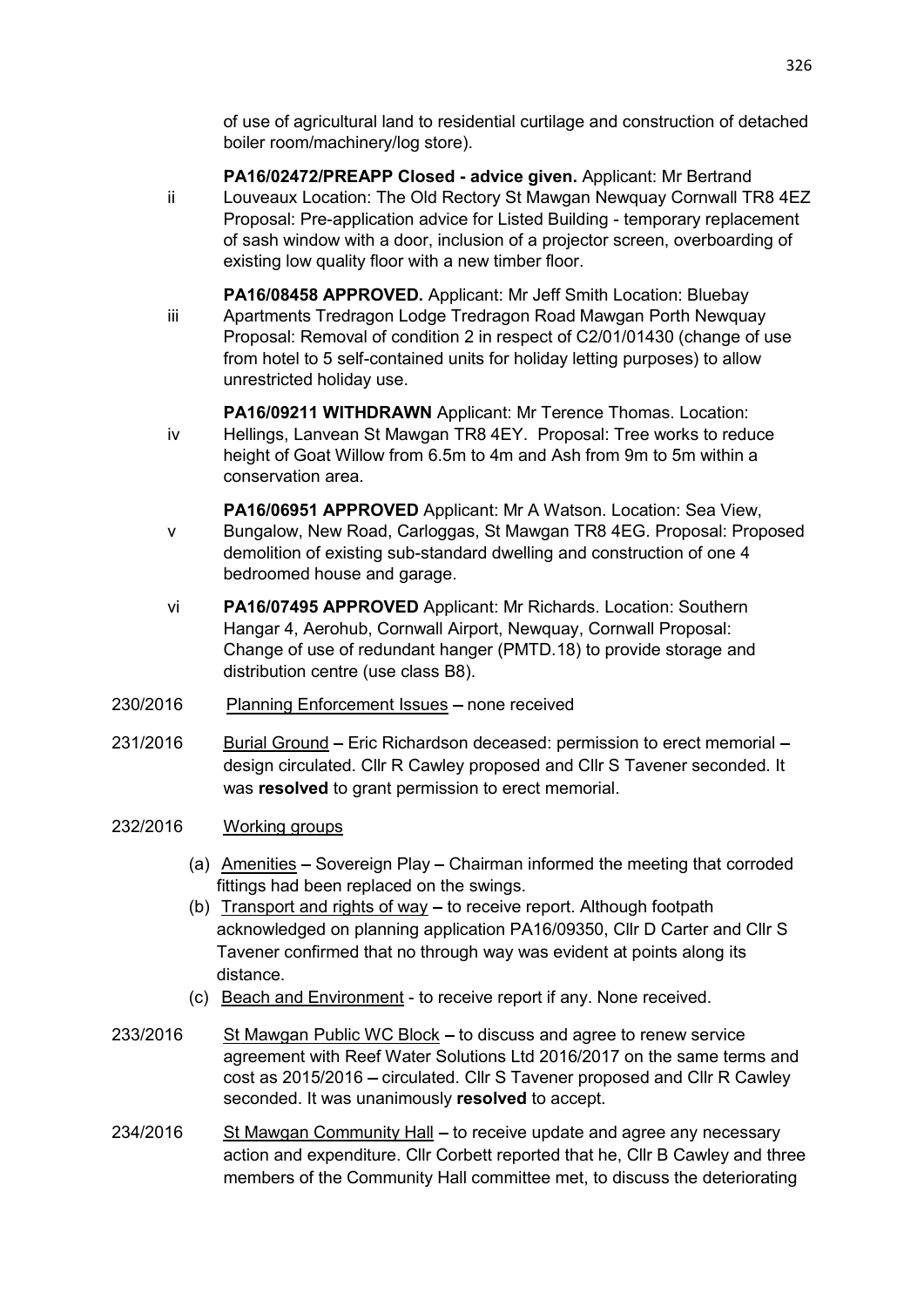of use of agricultural land to residential curtilage and construction of detached boiler room/machinery/log store).

ii **PA16/02472/PREAPP Closed - advice given.** Applicant: Mr Bertrand Louveaux Location: The Old Rectory St Mawgan Newquay Cornwall TR8 4EZ Proposal: Pre-application advice for Listed Building - temporary replacement of sash window with a door, inclusion of a projector screen, overboarding of existing low quality floor with a new timber floor.

iii **PA16/08458 APPROVED.** Applicant: Mr Jeff Smith Location: Bluebay Apartments Tredragon Lodge Tredragon Road Mawgan Porth Newquay Proposal: Removal of condition 2 in respect of C2/01/01430 (change of use from hotel to 5 self-contained units for holiday letting purposes) to allow unrestricted holiday use.

iv **PA16/09211 WITHDRAWN** Applicant: Mr Terence Thomas. Location: Hellings, Lanvean St Mawgan TR8 4EY. Proposal: Tree works to reduce height of Goat Willow from 6.5m to 4m and Ash from 9m to 5m within a conservation area.

v **PA16/06951 APPROVED** Applicant: Mr A Watson. Location: Sea View, Bungalow, New Road, Carloggas, St Mawgan TR8 4EG. Proposal: Proposed demolition of existing sub-standard dwelling and construction of one 4 bedroomed house and garage.

vi **PA16/07495 APPROVED** Applicant: Mr Richards. Location: Southern Hangar 4, Aerohub, Cornwall Airport, Newquay, Cornwall Proposal: Change of use of redundant hanger (PMTD.18) to provide storage and distribution centre (use class B8).

230/2016 Planning Enforcement Issues – none received

231/2016 Burial Ground – Eric Richardson deceased: permission to erect memorial – design circulated. Cllr R Cawley proposed and Cllr S Tavener seconded. It was **resolved** to grant permission to erect memorial.

232/2016 Working groups

(a) Amenities – Sovereign Play – Chairman informed the meeting that corroded fittings had been replaced on the swings.
(b) Transport and rights of way – to receive report. Although footpath acknowledged on planning application PA16/09350, Cllr D Carter and Cllr S Tavener confirmed that no through way was evident at points along its distance.
(c) Beach and Environment - to receive report if any. None received.

233/2016 St Mawgan Public WC Block – to discuss and agree to renew service agreement with Reef Water Solutions Ltd 2016/2017 on the same terms and cost as 2015/2016 – circulated. Cllr S Tavener proposed and Cllr R Cawley seconded. It was unanimously **resolved** to accept.

234/2016 St Mawgan Community Hall – to receive update and agree any necessary action and expenditure. Cllr Corbett reported that he, Cllr B Cawley and three members of the Community Hall committee met, to discuss the deteriorating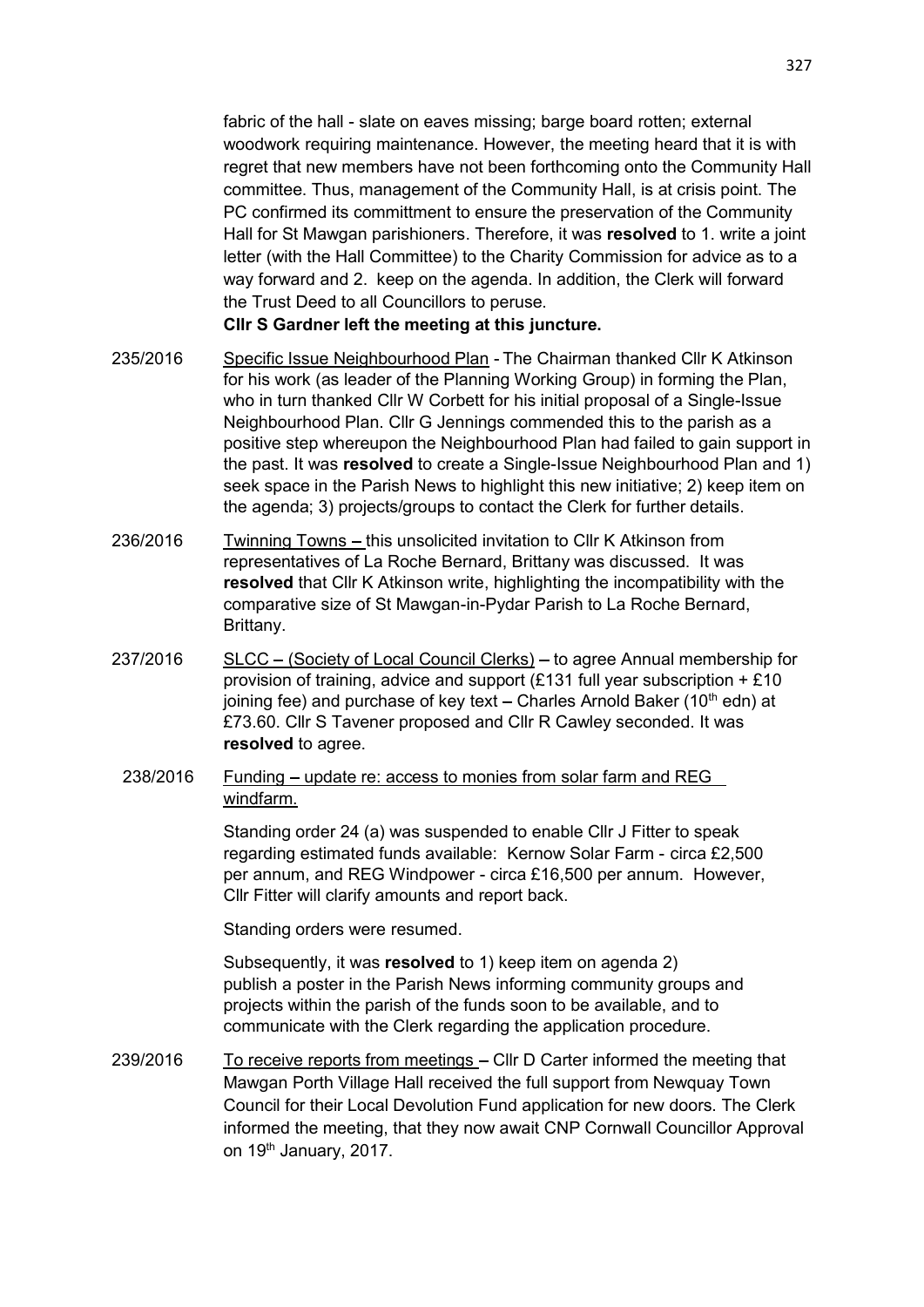fabric of the hall - slate on eaves missing; barge board rotten; external woodwork requiring maintenance. However, the meeting heard that it is with regret that new members have not been forthcoming onto the Community Hall committee. Thus, management of the Community Hall, is at crisis point. The PC confirmed its committment to ensure the preservation of the Community Hall for St Mawgan parishioners. Therefore, it was **resolved** to 1. write a joint letter (with the Hall Committee) to the Charity Commission for advice as to a way forward and 2. keep on the agenda. In addition, the Clerk will forward the Trust Deed to all Councillors to peruse.

**Cllr S Gardner left the meeting at this juncture.**

235/2016 Specific Issue Neighbourhood Plan - The Chairman thanked Cllr K Atkinson for his work (as leader of the Planning Working Group) in forming the Plan, who in turn thanked Cllr W Corbett for his initial proposal of a Single-Issue Neighbourhood Plan. Cllr G Jennings commended this to the parish as a positive step whereupon the Neighbourhood Plan had failed to gain support in the past. It was **resolved** to create a Single-Issue Neighbourhood Plan and 1) seek space in the Parish News to highlight this new initiative; 2) keep item on the agenda; 3) projects/groups to contact the Clerk for further details.

236/2016 Twinning Towns – this unsolicited invitation to Cllr K Atkinson from representatives of La Roche Bernard, Brittany was discussed. It was **resolved** that Cllr K Atkinson write, highlighting the incompatibility with the comparative size of St Mawgan-in-Pydar Parish to La Roche Bernard, Brittany.

237/2016 SLCC – (Society of Local Council Clerks) – to agree Annual membership for provision of training, advice and support (£131 full year subscription + £10 joining fee) and purchase of key text – Charles Arnold Baker (10th edn) at £73.60. Cllr S Tavener proposed and Cllr R Cawley seconded. It was **resolved** to agree.

238/2016 Funding – update re: access to monies from solar farm and REG windfarm.

Standing order 24 (a) was suspended to enable Cllr J Fitter to speak regarding estimated funds available: Kernow Solar Farm - circa £2,500 per annum, and REG Windpower - circa £16,500 per annum. However, Cllr Fitter will clarify amounts and report back.

Standing orders were resumed.

Subsequently, it was **resolved** to 1) keep item on agenda 2) publish a poster in the Parish News informing community groups and projects within the parish of the funds soon to be available, and to communicate with the Clerk regarding the application procedure.

239/2016 To receive reports from meetings – Cllr D Carter informed the meeting that Mawgan Porth Village Hall received the full support from Newquay Town Council for their Local Devolution Fund application for new doors. The Clerk informed the meeting, that they now await CNP Cornwall Councillor Approval on 19th January, 2017.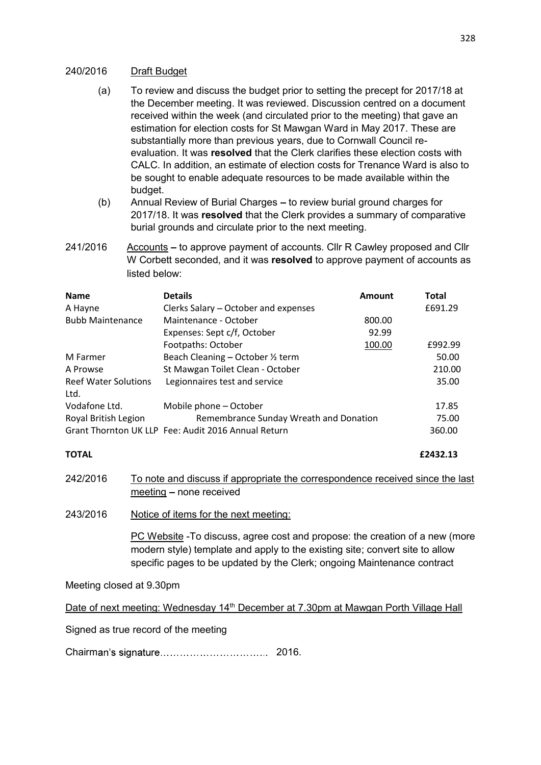240/2016 Draft Budget

(a) To review and discuss the budget prior to setting the precept for 2017/18 at the December meeting. It was reviewed. Discussion centred on a document received within the week (and circulated prior to the meeting) that gave an estimation for election costs for St Mawgan Ward in May 2017. These are substantially more than previous years, due to Cornwall Council re-evaluation. It was **resolved** that the Clerk clarifies these election costs with CALC. In addition, an estimate of election costs for Trenance Ward is also to be sought to enable adequate resources to be made available within the budget.

(b) Annual Review of Burial Charges – to review burial ground charges for 2017/18. It was **resolved** that the Clerk provides a summary of comparative burial grounds and circulate prior to the next meeting.

241/2016 Accounts – to approve payment of accounts. Cllr R Cawley proposed and Cllr W Corbett seconded, and it was **resolved** to approve payment of accounts as listed below:

| Name | Details | Amount | Total |
|---|---|---|---|
| A Hayne | Clerks Salary – October and expenses | | £691.29 |
| Bubb Maintenance | Maintenance - October | 800.00 | |
| | Expenses: Sept c/f, October | 92.99 | |
| | Footpaths: October | 100.00 | £992.99 |
| M Farmer | Beach Cleaning – October ½ term | | 50.00 |
| A Prowse | St Mawgan Toilet Clean - October | | 210.00 |
| Reef Water Solutions Ltd. | Legionnaires test and service | | 35.00 |
| Vodafone Ltd. | Mobile phone – October | | 17.85 |
| Royal British Legion | Remembrance Sunday Wreath and Donation | | 75.00 |
| Grant Thornton UK LLP | Fee: Audit 2016 Annual Return | | 360.00 |
| **TOTAL** | | | **£2432.13** |

242/2016 To note and discuss if appropriate the correspondence received since the last meeting – none received

243/2016 Notice of items for the next meeting:

PC Website -To discuss, agree cost and propose: the creation of a new (more modern style) template and apply to the existing site; convert site to allow specific pages to be updated by the Clerk; ongoing Maintenance contract

Meeting closed at 9.30pm

Date of next meeting: Wednesday 14th December at 7.30pm at Mawgan Porth Village Hall

Signed as true record of the meeting

Chairman's signature……………………………. 2016.